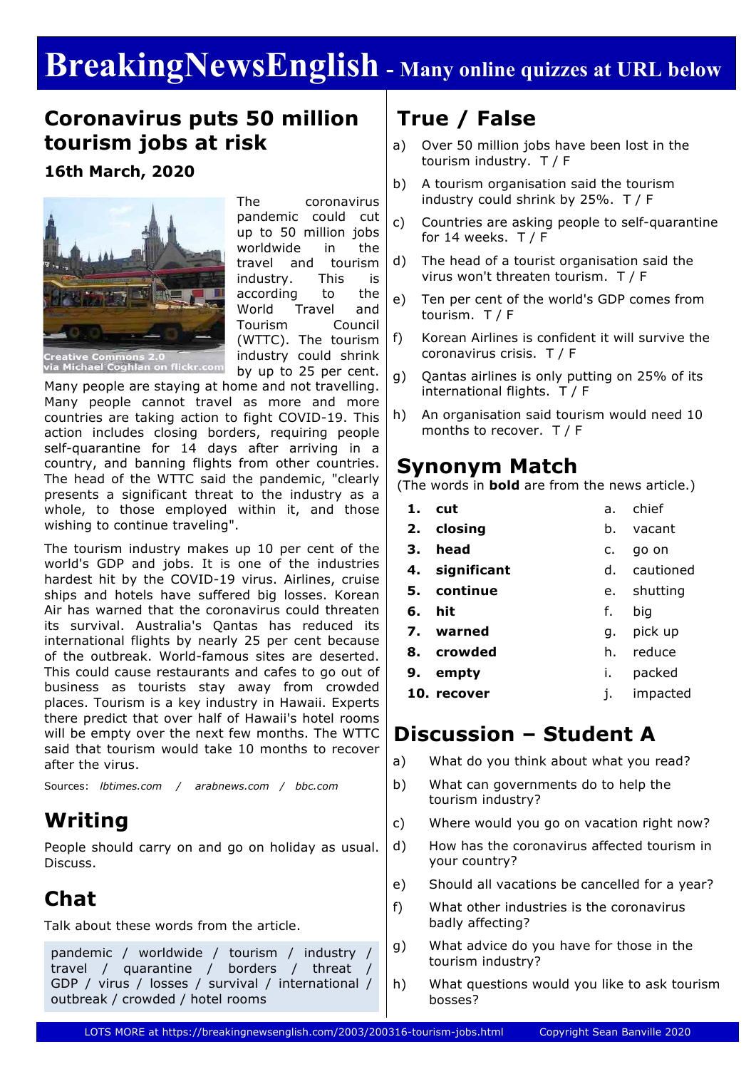# BreakingNewsEnglish - Many online quizzes at URL below

## Coronavirus puts 50 million tourism jobs at risk

**16th March, 2020**

Creative Commons 2.0 via Michael Coghlan on flickr.com

The coronavirus pandemic could cut up to 50 million jobs worldwide in the travel and tourism industry. This is according to the World Travel and Tourism Council (WTTC). The tourism industry could shrink by up to 25 per cent. Many people are staying at home and not travelling. Many people cannot travel as more and more countries are taking action to fight COVID-19. This action includes closing borders, requiring people self-quarantine for 14 days after arriving in a country, and banning flights from other countries. The head of the WTTC said the pandemic, "clearly presents a significant threat to the industry as a whole, to those employed within it, and those wishing to continue traveling".

The tourism industry makes up 10 per cent of the world's GDP and jobs. It is one of the industries hardest hit by the COVID-19 virus. Airlines, cruise ships and hotels have suffered big losses. Korean Air has warned that the coronavirus could threaten its survival. Australia's Qantas has reduced its international flights by nearly 25 per cent because of the outbreak. World-famous sites are deserted. This could cause restaurants and cafes to go out of business as tourists stay away from crowded places. Tourism is a key industry in Hawaii. Experts there predict that over half of Hawaii's hotel rooms will be empty over the next few months. The WTTC said that tourism would take 10 months to recover after the virus.

Sources: *lbtimes.com / arabnews.com / bbc.com*

## Writing

People should carry on and go on holiday as usual. Discuss.

## Chat

Talk about these words from the article.

pandemic / worldwide / tourism / industry / travel / quarantine / borders / threat / GDP / virus / losses / survival / international / outbreak / crowded / hotel rooms

## True / False

a) Over 50 million jobs have been lost in the tourism industry. T / F

b) A tourism organisation said the tourism industry could shrink by 25%. T / F

c) Countries are asking people to self-quarantine for 14 weeks. T / F

d) The head of a tourist organisation said the virus won't threaten tourism. T / F

e) Ten per cent of the world's GDP comes from tourism. T / F

f) Korean Airlines is confident it will survive the coronavirus crisis. T / F

g) Qantas airlines is only putting on 25% of its international flights. T / F

h) An organisation said tourism would need 10 months to recover. T / F

## Synonym Match

(The words in **bold** are from the news article.)

| | | | |
|---|---|---|---|
| **1.** | **cut** | a. | chief |
| **2.** | **closing** | b. | vacant |
| **3.** | **head** | c. | go on |
| **4.** | **significant** | d. | cautioned |
| **5.** | **continue** | e. | shutting |
| **6.** | **hit** | f. | big |
| **7.** | **warned** | g. | pick up |
| **8.** | **crowded** | h. | reduce |
| **9.** | **empty** | i. | packed |
| **10.** | **recover** | j. | impacted |

## Discussion – Student A

a) What do you think about what you read?

b) What can governments do to help the tourism industry?

c) Where would you go on vacation right now?

d) How has the coronavirus affected tourism in your country?

e) Should all vacations be cancelled for a year?

f) What other industries is the coronavirus badly affecting?

g) What advice do you have for those in the tourism industry?

h) What questions would you like to ask tourism bosses?

LOTS MORE at https://breakingnewsenglish.com/2003/200316-tourism-jobs.html Copyright Sean Banville 2020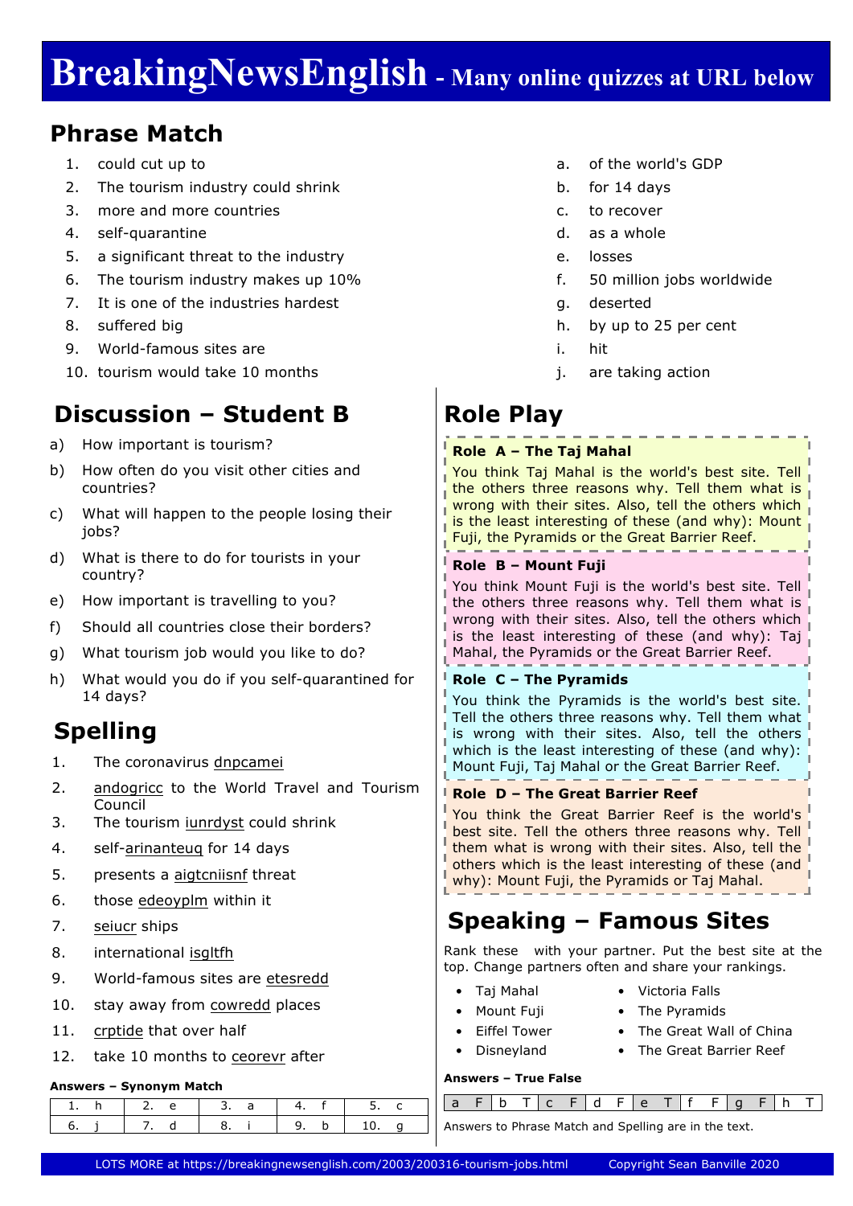# BreakingNewsEnglish - Many online quizzes at URL below

## Phrase Match

1. could cut up to
2. The tourism industry could shrink
3. more and more countries
4. self-quarantine
5. a significant threat to the industry
6. The tourism industry makes up 10%
7. It is one of the industries hardest
8. suffered big
9. World-famous sites are
10. tourism would take 10 months

a. of the world's GDP
b. for 14 days
c. to recover
d. as a whole
e. losses
f. 50 million jobs worldwide
g. deserted
h. by up to 25 per cent
i. hit
j. are taking action

## Discussion – Student B

a) How important is tourism?
b) How often do you visit other cities and countries?
c) What will happen to the people losing their jobs?
d) What is there to do for tourists in your country?
e) How important is travelling to you?
f) Should all countries close their borders?
g) What tourism job would you like to do?
h) What would you do if you self-quarantined for 14 days?

## Spelling

1. The coronavirus dnpcamei
2. andogricc to the World Travel and Tourism Council
3. The tourism iunrdyst could shrink
4. self-arinanteuq for 14 days
5. presents a aigtcniisnf threat
6. those edeoyplm within it
7. seiucr ships
8. international isgltfh
9. World-famous sites are etesredd
10. stay away from cowredd places
11. crptide that over half
12. take 10 months to ceorevr after

**Answers – Synonym Match**

| | | | | |
|---|---|---|---|---|
| 1. h | 2. e | 3. a | 4. f | 5. c |
| 6. j | 7. d | 8. i | 9. b | 10. g |

## Role Play

**Role A – The Taj Mahal**

You think Taj Mahal is the world's best site. Tell the others three reasons why. Tell them what is wrong with their sites. Also, tell the others which is the least interesting of these (and why): Mount Fuji, the Pyramids or the Great Barrier Reef.

**Role B – Mount Fuji**

You think Mount Fuji is the world's best site. Tell the others three reasons why. Tell them what is wrong with their sites. Also, tell the others which is the least interesting of these (and why): Taj Mahal, the Pyramids or the Great Barrier Reef.

**Role C – The Pyramids**

You think the Pyramids is the world's best site. Tell the others three reasons why. Tell them what is wrong with their sites. Also, tell the others which is the least interesting of these (and why): Mount Fuji, Taj Mahal or the Great Barrier Reef.

**Role D – The Great Barrier Reef**

You think the Great Barrier Reef is the world's best site. Tell the others three reasons why. Tell them what is wrong with their sites. Also, tell the others which is the least interesting of these (and why): Mount Fuji, the Pyramids or Taj Mahal.

## Speaking – Famous Sites

Rank these with your partner. Put the best site at the top. Change partners often and share your rankings.

- Taj Mahal
- Mount Fuji
- Eiffel Tower
- Disneyland
- Victoria Falls
- The Pyramids
- The Great Wall of China
- The Great Barrier Reef

**Answers – True False**

| | | | | | | | | | | | | | | | |
|---|---|---|---|---|---|---|---|---|---|---|---|---|---|---|---|
| a | F | b | T | c | F | d | F | e | T | f | F | g | F | h | T |

Answers to Phrase Match and Spelling are in the text.

LOTS MORE at https://breakingnewsenglish.com/2003/200316-tourism-jobs.html Copyright Sean Banville 2020